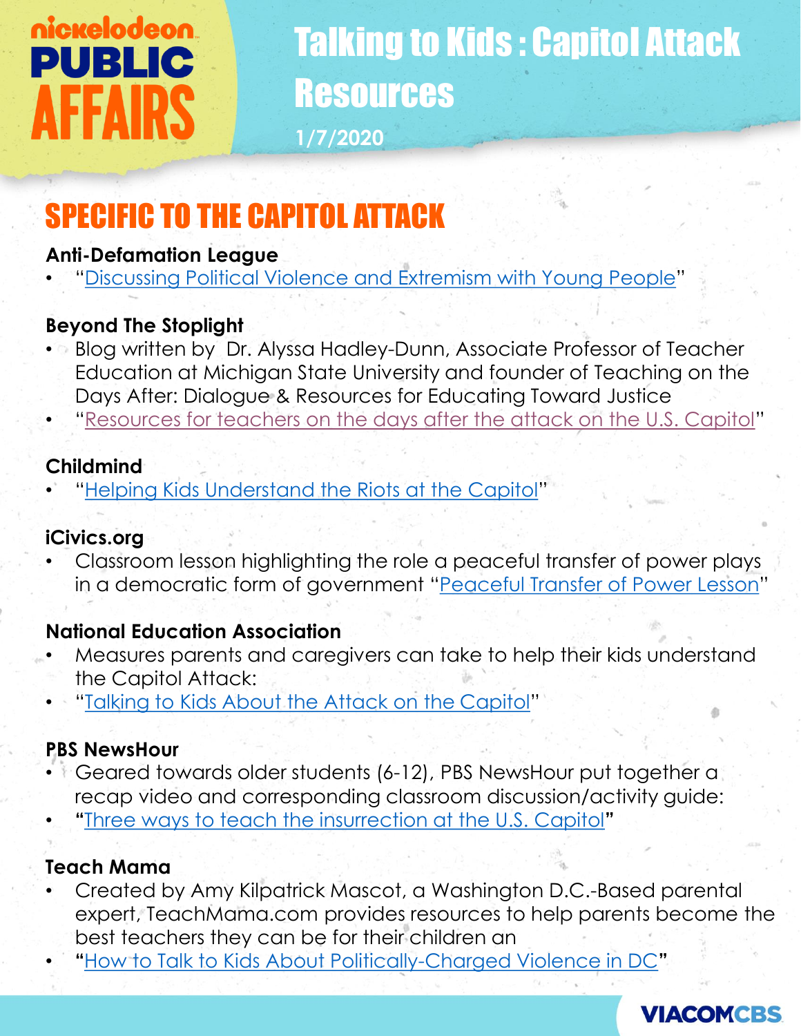nickelodeon PUBLIC AFFAIRS

# Talking to Kids : Capitol Attack Resources

1/7/2020

## SPECIFIC TO THE CAPITOL ATTACK

**Anti-Defamation League**

- "Discussing Political Violence and Extremism with Young People"

**Beyond The Stoplight**

- Blog written by Dr. Alyssa Hadley-Dunn, Associate Professor of Teacher Education at Michigan State University and founder of Teaching on the Days After: Dialogue & Resources for Educating Toward Justice
- "Resources for teachers on the days after the attack on the U.S. Capitol"

**Childmind**

- "Helping Kids Understand the Riots at the Capitol"

**iCivics.org**

- Classroom lesson highlighting the role a peaceful transfer of power plays in a democratic form of government "Peaceful Transfer of Power Lesson"

**National Education Association**

- Measures parents and caregivers can take to help their kids understand the Capitol Attack:
- "Talking to Kids About the Attack on the Capitol"

**PBS NewsHour**

- Geared towards older students (6-12), PBS NewsHour put together a recap video and corresponding classroom discussion/activity guide:
- "Three ways to teach the insurrection at the U.S. Capitol"

**Teach Mama**

- Created by Amy Kilpatrick Mascot, a Washington D.C.-Based parental expert, TeachMama.com provides resources to help parents become the best teachers they can be for their children an
- "How to Talk to Kids About Politically-Charged Violence in DC"

VIACOMCBS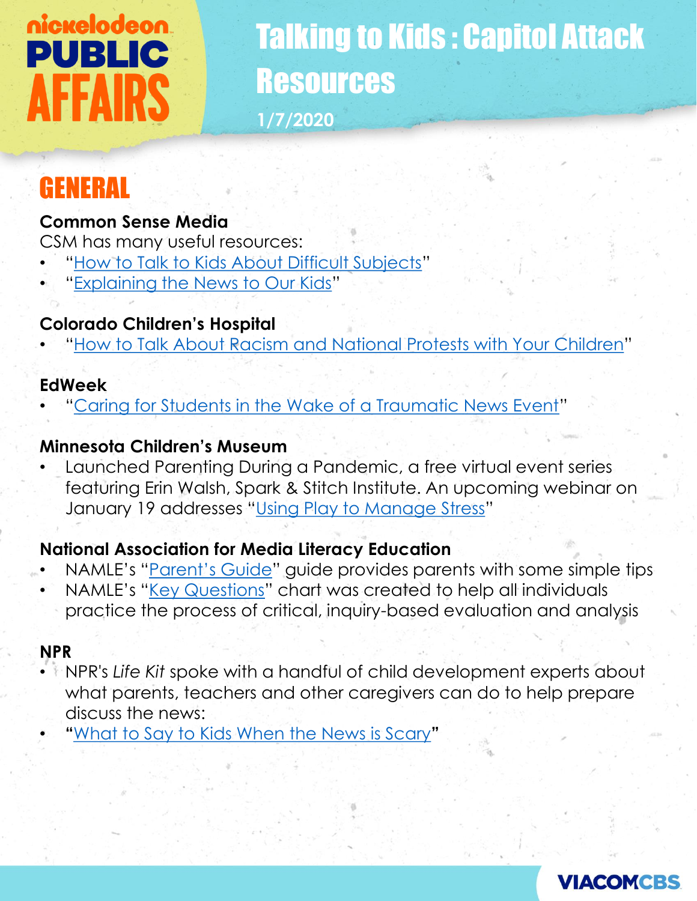# Talking to Kids : Capitol Attack Resources

1/7/2020

## GENERAL

**Common Sense Media**

CSM has many useful resources:

- "How to Talk to Kids About Difficult Subjects"
- "Explaining the News to Our Kids"

**Colorado Children's Hospital**

- "How to Talk About Racism and National Protests with Your Children"

**EdWeek**

- "Caring for Students in the Wake of a Traumatic News Event"

**Minnesota Children's Museum**

- Launched Parenting During a Pandemic, a free virtual event series featuring Erin Walsh, Spark & Stitch Institute. An upcoming webinar on January 19 addresses "Using Play to Manage Stress"

**National Association for Media Literacy Education**

- NAMLE's "Parent's Guide" guide provides parents with some simple tips
- NAMLE's "Key Questions" chart was created to help all individuals practice the process of critical, inquiry-based evaluation and analysis

**NPR**

- NPR's *Life Kit* spoke with a handful of child development experts about what parents, teachers and other caregivers can do to help prepare discuss the news:
- "What to Say to Kids When the News is Scary"